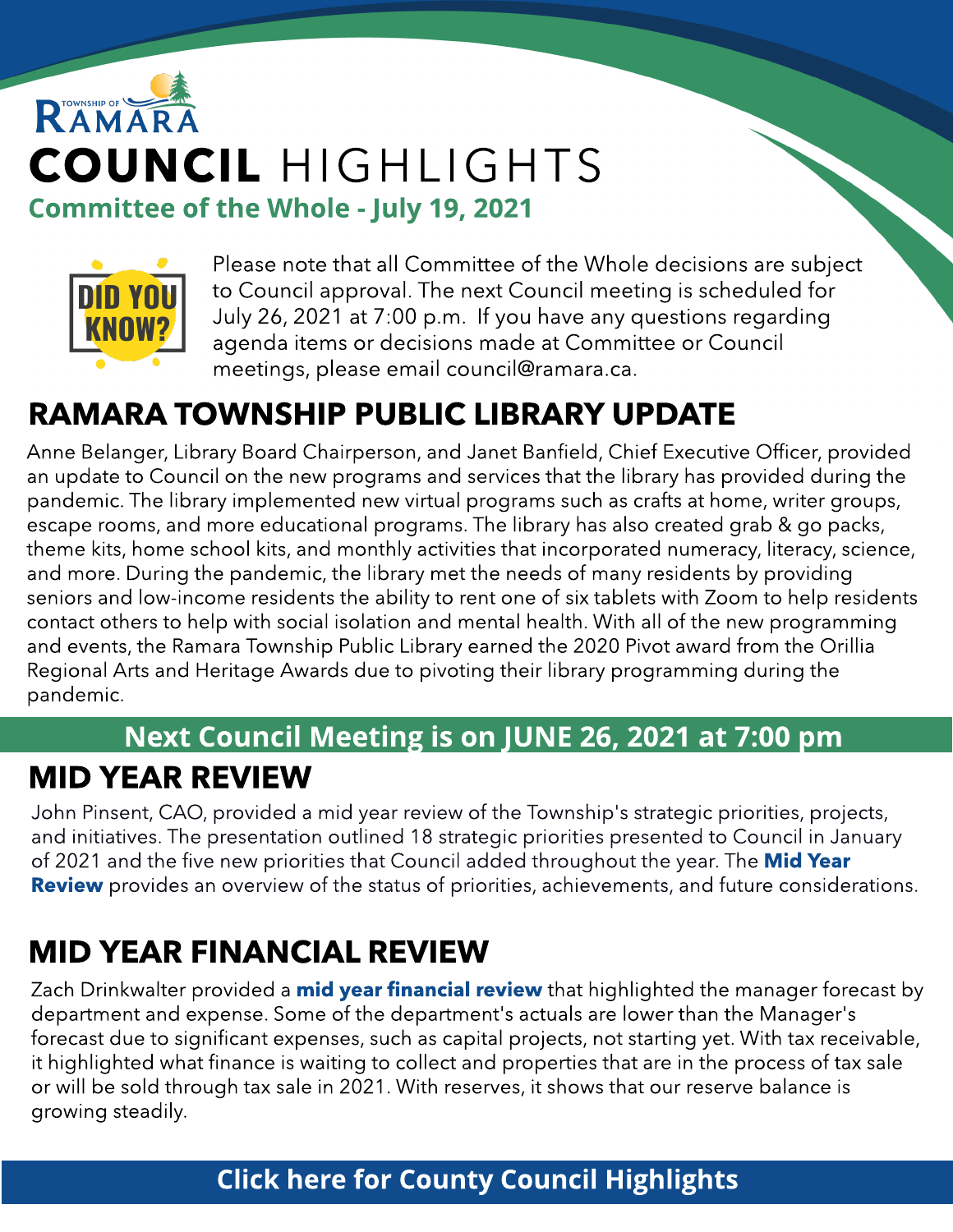TOWNSHIP OF RAMARA

# COUNCIL HIGHLIGHTS

**Committee of the Whole - July 19, 2021**

DID YOU KNOW?

Please note that all Committee of the Whole decisions are subject to Council approval. The next Council meeting is scheduled for July 26, 2021 at 7:00 p.m. If you have any questions regarding agenda items or decisions made at Committee or Council meetings, please email council@ramara.ca.

## RAMARA TOWNSHIP PUBLIC LIBRARY UPDATE

Anne Belanger, Library Board Chairperson, and Janet Banfield, Chief Executive Officer, provided an update to Council on the new programs and services that the library has provided during the pandemic. The library implemented new virtual programs such as crafts at home, writer groups, escape rooms, and more educational programs. The library has also created grab & go packs, theme kits, home school kits, and monthly activities that incorporated numeracy, literacy, science, and more. During the pandemic, the library met the needs of many residents by providing seniors and low-income residents the ability to rent one of six tablets with Zoom to help residents contact others to help with social isolation and mental health. With all of the new programming and events, the Ramara Township Public Library earned the 2020 Pivot award from the Orillia Regional Arts and Heritage Awards due to pivoting their library programming during the pandemic.

**Next Council Meeting is on JUNE 26, 2021 at 7:00 pm**

## MID YEAR REVIEW

John Pinsent, CAO, provided a mid year review of the Township's strategic priorities, projects, and initiatives. The presentation outlined 18 strategic priorities presented to Council in January of 2021 and the five new priorities that Council added throughout the year. The **Mid Year Review** provides an overview of the status of priorities, achievements, and future considerations.

## MID YEAR FINANCIAL REVIEW

Zach Drinkwalter provided a **mid year financial review** that highlighted the manager forecast by department and expense. Some of the department's actuals are lower than the Manager's forecast due to significant expenses, such as capital projects, not starting yet. With tax receivable, it highlighted what finance is waiting to collect and properties that are in the process of tax sale or will be sold through tax sale in 2021. With reserves, it shows that our reserve balance is growing steadily.

**Click here for County Council Highlights**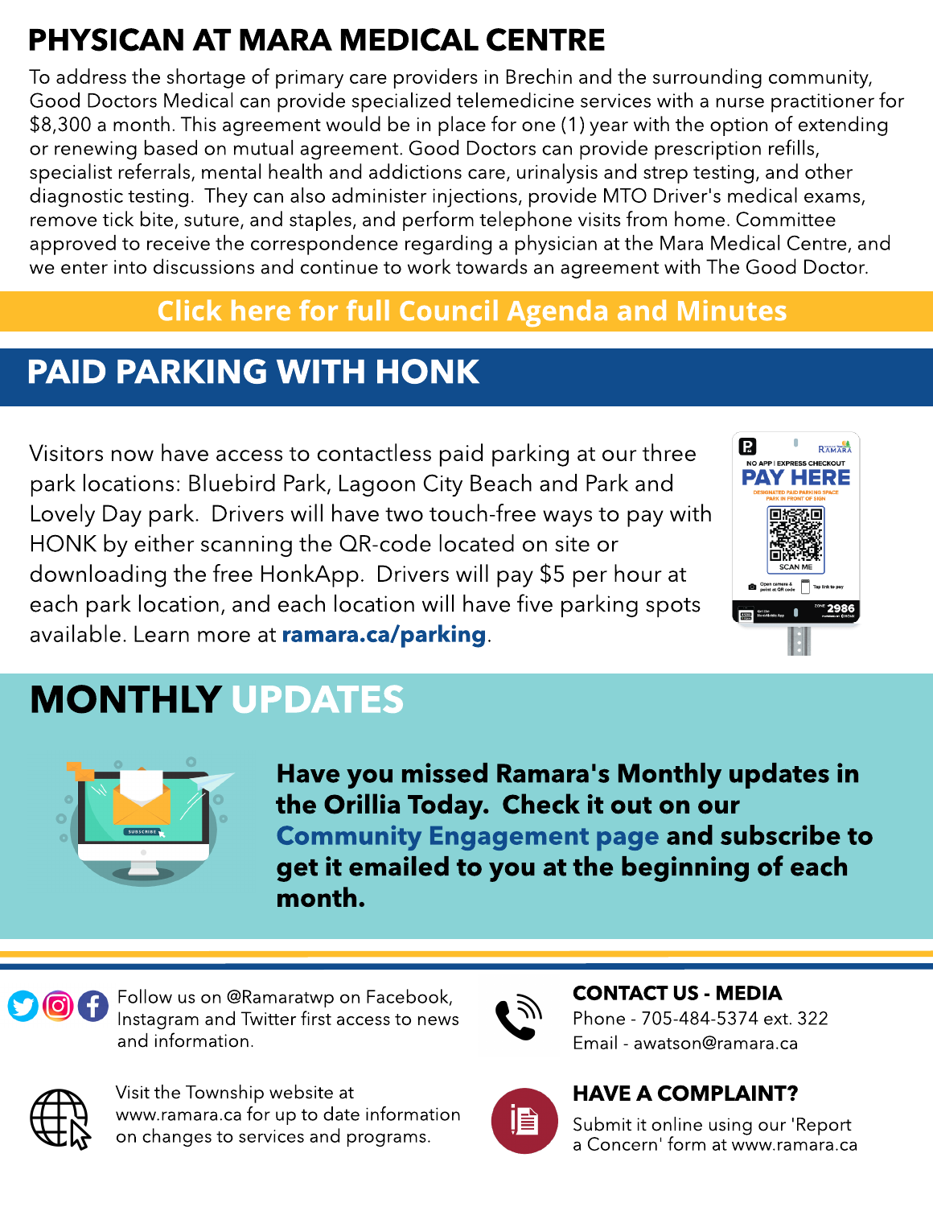## PHYSICAN AT MARA MEDICAL CENTRE

To address the shortage of primary care providers in Brechin and the surrounding community, Good Doctors Medical can provide specialized telemedicine services with a nurse practitioner for $8,300 a month. This agreement would be in place for one (1) year with the option of extending or renewing based on mutual agreement. Good Doctors can provide prescription refills, specialist referrals, mental health and addictions care, urinalysis and strep testing, and other diagnostic testing. They can also administer injections, provide MTO Driver's medical exams, remove tick bite, suture, and staples, and perform telephone visits from home. Committee approved to receive the correspondence regarding a physician at the Mara Medical Centre, and we enter into discussions and continue to work towards an agreement with The Good Doctor.

**Click here for full Council Agenda and Minutes**

## PAID PARKING WITH HONK

Visitors now have access to contactless paid parking at our three park locations: Bluebird Park, Lagoon City Beach and Park and Lovely Day park. Drivers will have two touch-free ways to pay with HONK by either scanning the QR-code located on site or downloading the free HonkApp. Drivers will pay $5 per hour at each park location, and each location will have five parking spots available. Learn more at **ramara.ca/parking**.

NO APP | EXPRESS CHECKOUT
PAY HERE
DESIGNATED PAID PARKING SPACE
PARK IN FRONT OF SIGN
SCAN ME
ZONE 2986

## MONTHLY UPDATES

**Have you missed Ramara's Monthly updates in the Orillia Today. Check it out on our Community Engagement page and subscribe to get it emailed to you at the beginning of each month.**

Follow us on @Ramaratwp on Facebook, Instagram and Twitter first access to news and information.

Visit the Township website at www.ramara.ca for up to date information on changes to services and programs.

**CONTACT US - MEDIA**
Phone - 705-484-5374 ext. 322
Email - awatson@ramara.ca

**HAVE A COMPLAINT?**
Submit it online using our 'Report a Concern' form at www.ramara.ca